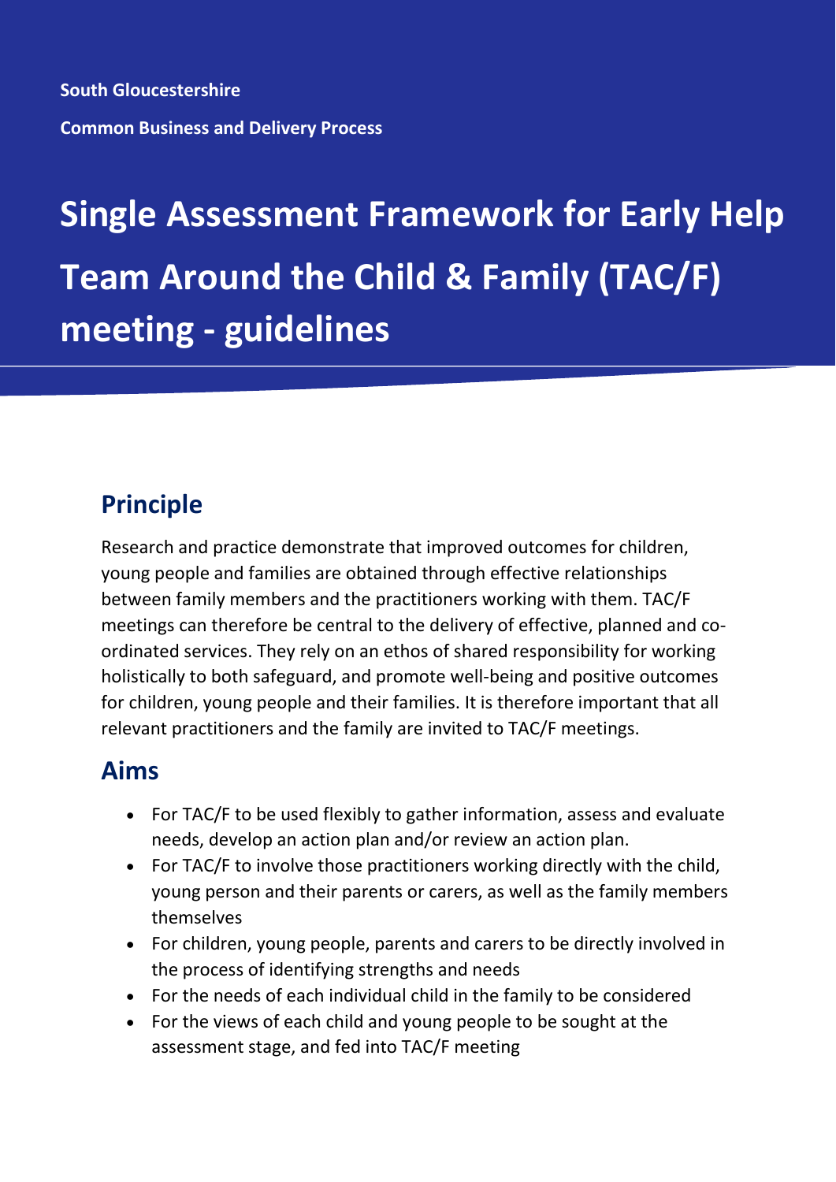**South Gloucestershire**

**Common Business and Delivery Process**

# Single Assessment Framework for Early Help Team Around the Child & Family (TAC/F) meeting - guidelines

## Principle

Research and practice demonstrate that improved outcomes for children, young people and families are obtained through effective relationships between family members and the practitioners working with them. TAC/F meetings can therefore be central to the delivery of effective, planned and co-ordinated services. They rely on an ethos of shared responsibility for working holistically to both safeguard, and promote well-being and positive outcomes for children, young people and their families. It is therefore important that all relevant practitioners and the family are invited to TAC/F meetings.

## Aims

- For TAC/F to be used flexibly to gather information, assess and evaluate needs, develop an action plan and/or review an action plan.
- For TAC/F to involve those practitioners working directly with the child, young person and their parents or carers, as well as the family members themselves
- For children, young people, parents and carers to be directly involved in the process of identifying strengths and needs
- For the needs of each individual child in the family to be considered
- For the views of each child and young people to be sought at the assessment stage, and fed into TAC/F meeting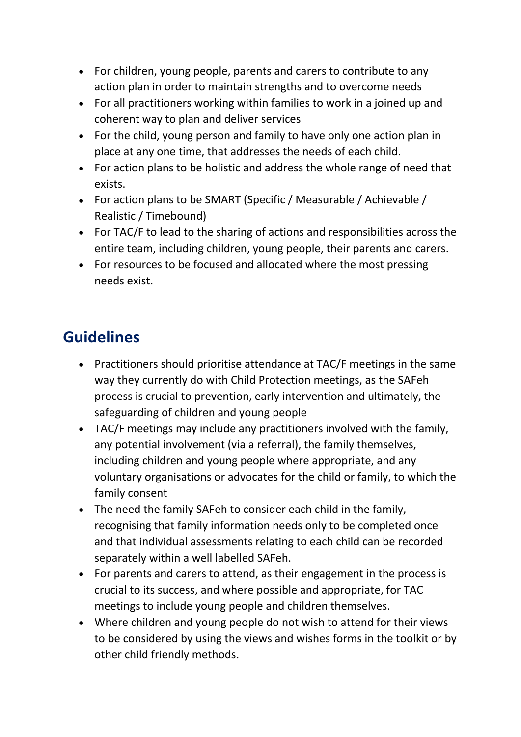- For children, young people, parents and carers to contribute to any action plan in order to maintain strengths and to overcome needs
- For all practitioners working within families to work in a joined up and coherent way to plan and deliver services
- For the child, young person and family to have only one action plan in place at any one time, that addresses the needs of each child.
- For action plans to be holistic and address the whole range of need that exists.
- For action plans to be SMART (Specific / Measurable / Achievable / Realistic / Timebound)
- For TAC/F to lead to the sharing of actions and responsibilities across the entire team, including children, young people, their parents and carers.
- For resources to be focused and allocated where the most pressing needs exist.

## Guidelines

- Practitioners should prioritise attendance at TAC/F meetings in the same way they currently do with Child Protection meetings, as the SAFeh process is crucial to prevention, early intervention and ultimately, the safeguarding of children and young people
- TAC/F meetings may include any practitioners involved with the family, any potential involvement (via a referral), the family themselves, including children and young people where appropriate, and any voluntary organisations or advocates for the child or family, to which the family consent
- The need the family SAFeh to consider each child in the family, recognising that family information needs only to be completed once and that individual assessments relating to each child can be recorded separately within a well labelled SAFeh.
- For parents and carers to attend, as their engagement in the process is crucial to its success, and where possible and appropriate, for TAC meetings to include young people and children themselves.
- Where children and young people do not wish to attend for their views to be considered by using the views and wishes forms in the toolkit or by other child friendly methods.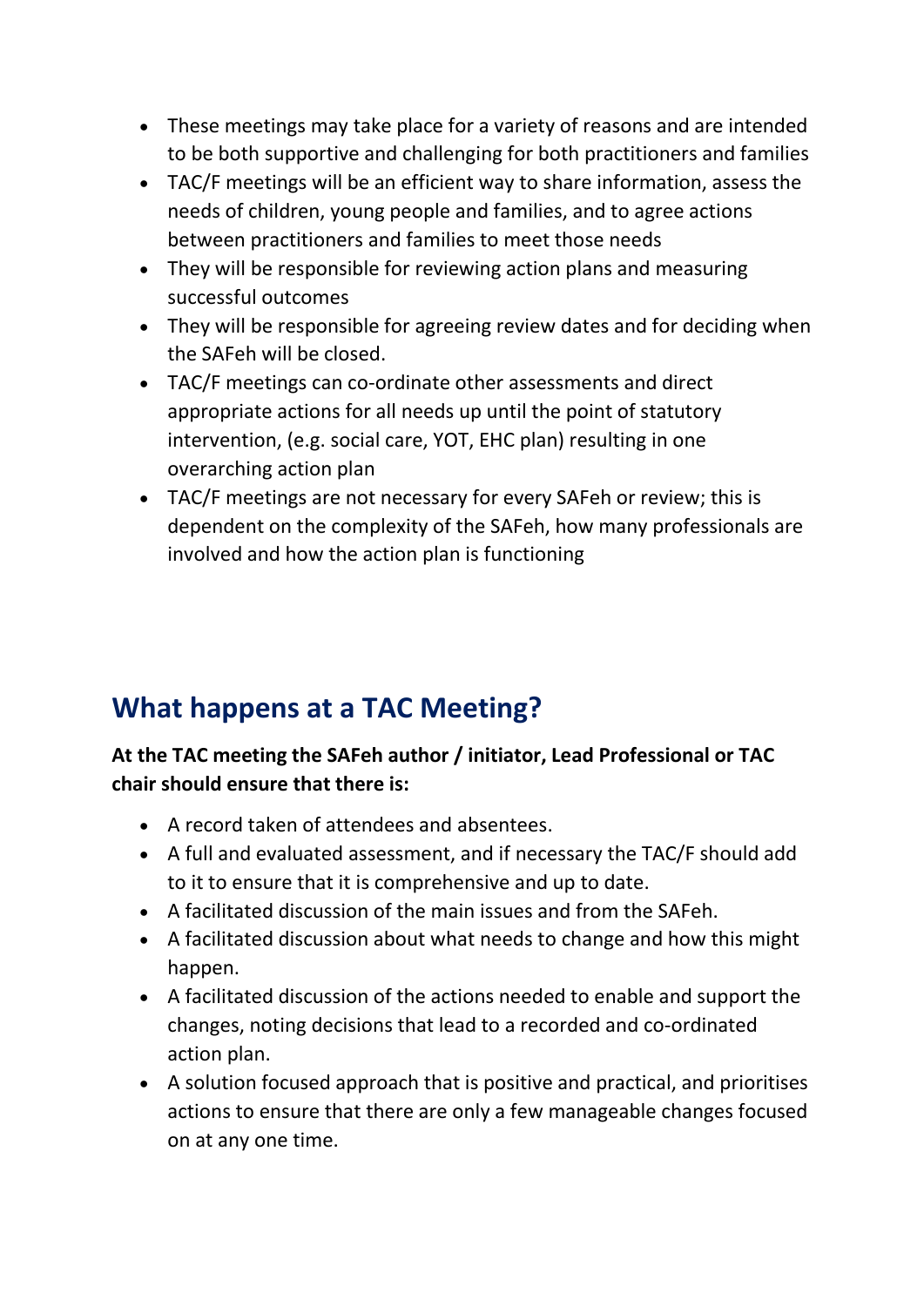- These meetings may take place for a variety of reasons and are intended to be both supportive and challenging for both practitioners and families
- TAC/F meetings will be an efficient way to share information, assess the needs of children, young people and families, and to agree actions between practitioners and families to meet those needs
- They will be responsible for reviewing action plans and measuring successful outcomes
- They will be responsible for agreeing review dates and for deciding when the SAFeh will be closed.
- TAC/F meetings can co-ordinate other assessments and direct appropriate actions for all needs up until the point of statutory intervention, (e.g. social care, YOT, EHC plan) resulting in one overarching action plan
- TAC/F meetings are not necessary for every SAFeh or review; this is dependent on the complexity of the SAFeh, how many professionals are involved and how the action plan is functioning

## What happens at a TAC Meeting?

**At the TAC meeting the SAFeh author / initiator, Lead Professional or TAC chair should ensure that there is:**

- A record taken of attendees and absentees.
- A full and evaluated assessment, and if necessary the TAC/F should add to it to ensure that it is comprehensive and up to date.
- A facilitated discussion of the main issues and from the SAFeh.
- A facilitated discussion about what needs to change and how this might happen.
- A facilitated discussion of the actions needed to enable and support the changes, noting decisions that lead to a recorded and co-ordinated action plan.
- A solution focused approach that is positive and practical, and prioritises actions to ensure that there are only a few manageable changes focused on at any one time.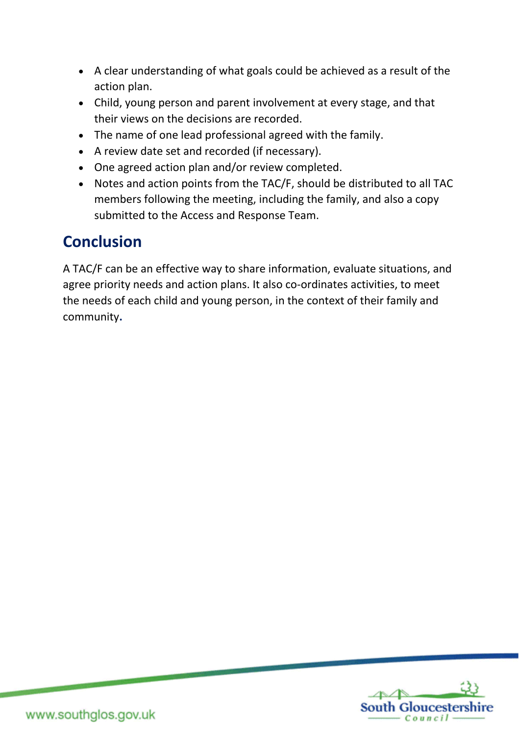- A clear understanding of what goals could be achieved as a result of the action plan.
- Child, young person and parent involvement at every stage, and that their views on the decisions are recorded.
- The name of one lead professional agreed with the family.
- A review date set and recorded (if necessary).
- One agreed action plan and/or review completed.
- Notes and action points from the TAC/F, should be distributed to all TAC members following the meeting, including the family, and also a copy submitted to the Access and Response Team.

## Conclusion

A TAC/F can be an effective way to share information, evaluate situations, and agree priority needs and action plans. It also co-ordinates activities, to meet the needs of each child and young person, in the context of their family and community.